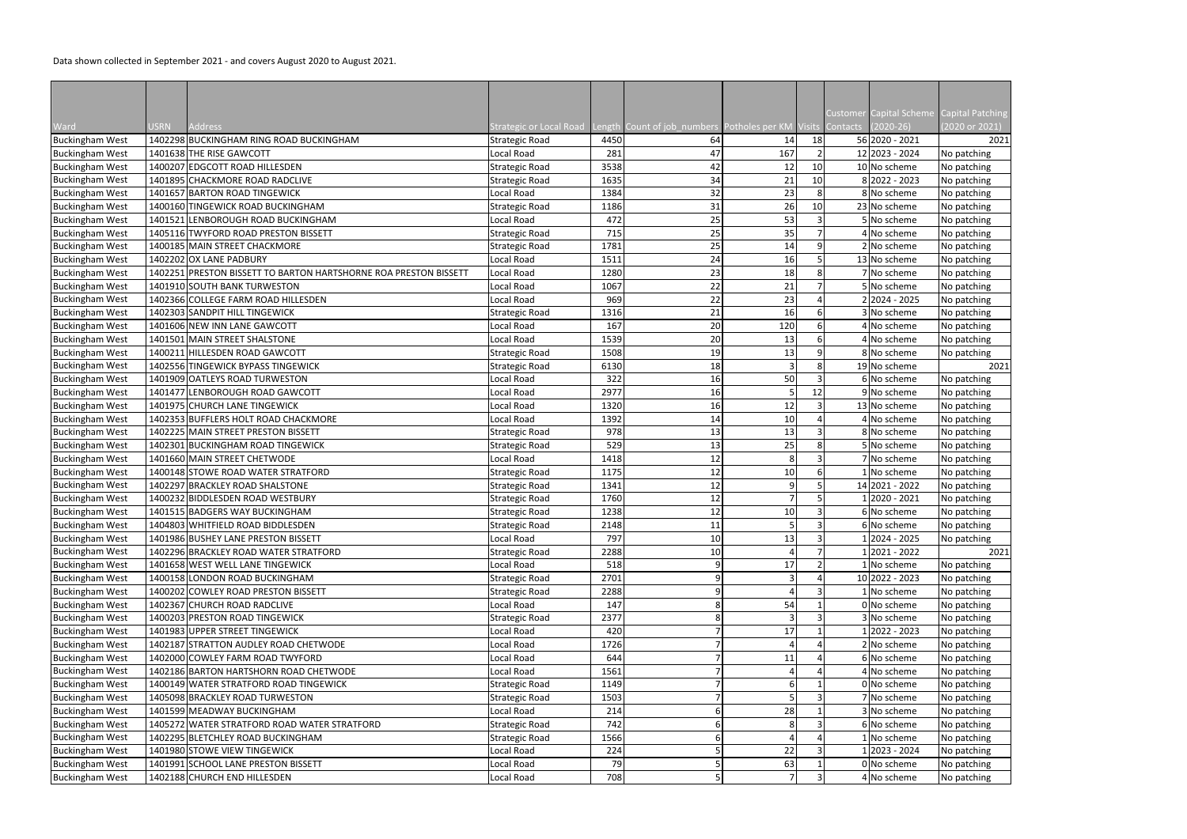Data shown collected in September 2021 - and covers August 2020 to August 2021.

| Ward | USRN | Address | Strategic or Local Road | Length | Count of job_numbers | Potholes per KM | Visits | Customer Contacts | Capital Scheme (2020-26) | Capital Patching (2020 or 2021) |
|---|---|---|---|---|---|---|---|---|---|---|
| Buckingham West | 1402298 | BUCKINGHAM RING ROAD BUCKINGHAM | Strategic Road | 4450 | 64 | 14 | 18 | 56 | 2020 - 2021 | 2021 |
| Buckingham West | 1401638 | THE RISE GAWCOTT | Local Road | 281 | 47 | 167 | 2 | 12 | 2023 - 2024 | No patching |
| Buckingham West | 1400207 | EDGCOTT ROAD HILLESDEN | Strategic Road | 3538 | 42 | 12 | 10 | 10 | No scheme | No patching |
| Buckingham West | 1401895 | CHACKMORE ROAD RADCLIVE | Strategic Road | 1635 | 34 | 21 | 10 | 8 | 2022 - 2023 | No patching |
| Buckingham West | 1401657 | BARTON ROAD TINGEWICK | Local Road | 1384 | 32 | 23 | 8 | 8 | No scheme | No patching |
| Buckingham West | 1400160 | TINGEWICK ROAD BUCKINGHAM | Strategic Road | 1186 | 31 | 26 | 10 | 23 | No scheme | No patching |
| Buckingham West | 1401521 | LENBOROUGH ROAD BUCKINGHAM | Local Road | 472 | 25 | 53 | 3 | 5 | No scheme | No patching |
| Buckingham West | 1405116 | TWYFORD ROAD PRESTON BISSETT | Strategic Road | 715 | 25 | 35 | 7 | 4 | No scheme | No patching |
| Buckingham West | 1400185 | MAIN STREET CHACKMORE | Strategic Road | 1781 | 25 | 14 | 9 | 2 | No scheme | No patching |
| Buckingham West | 1402202 | OX LANE PADBURY | Local Road | 1511 | 24 | 16 | 5 | 13 | No scheme | No patching |
| Buckingham West | 1402251 | PRESTON BISSETT TO BARTON HARTSHORNE ROA PRESTON BISSETT | Local Road | 1280 | 23 | 18 | 8 | 7 | No scheme | No patching |
| Buckingham West | 1401910 | SOUTH BANK TURWESTON | Local Road | 1067 | 22 | 21 | 7 | 5 | No scheme | No patching |
| Buckingham West | 1402366 | COLLEGE FARM ROAD HILLESDEN | Local Road | 969 | 22 | 23 | 4 | 2 | 2024 - 2025 | No patching |
| Buckingham West | 1402303 | SANDPIT HILL TINGEWICK | Strategic Road | 1316 | 21 | 16 | 6 | 3 | No scheme | No patching |
| Buckingham West | 1401606 | NEW INN LANE GAWCOTT | Local Road | 167 | 20 | 120 | 6 | 4 | No scheme | No patching |
| Buckingham West | 1401501 | MAIN STREET SHALSTONE | Local Road | 1539 | 20 | 13 | 6 | 4 | No scheme | No patching |
| Buckingham West | 1400211 | HILLESDEN ROAD GAWCOTT | Strategic Road | 1508 | 19 | 13 | 9 | 8 | No scheme | No patching |
| Buckingham West | 1402556 | TINGEWICK BYPASS TINGEWICK | Strategic Road | 6130 | 18 | 3 | 8 | 19 | No scheme | 2021 |
| Buckingham West | 1401909 | OATLEYS ROAD TURWESTON | Local Road | 322 | 16 | 50 | 3 | 6 | No scheme | No patching |
| Buckingham West | 1401477 | LENBOROUGH ROAD GAWCOTT | Local Road | 2977 | 16 | 5 | 12 | 9 | No scheme | No patching |
| Buckingham West | 1401975 | CHURCH LANE TINGEWICK | Local Road | 1320 | 16 | 12 | 3 | 13 | No scheme | No patching |
| Buckingham West | 1402353 | BUFFLERS HOLT ROAD CHACKMORE | Local Road | 1392 | 14 | 10 | 4 | 4 | No scheme | No patching |
| Buckingham West | 1402225 | MAIN STREET PRESTON BISSETT | Strategic Road | 978 | 13 | 13 | 3 | 8 | No scheme | No patching |
| Buckingham West | 1402301 | BUCKINGHAM ROAD TINGEWICK | Strategic Road | 529 | 13 | 25 | 8 | 5 | No scheme | No patching |
| Buckingham West | 1401660 | MAIN STREET CHETWODE | Local Road | 1418 | 12 | 8 | 3 | 7 | No scheme | No patching |
| Buckingham West | 1400148 | STOWE ROAD WATER STRATFORD | Strategic Road | 1175 | 12 | 10 | 6 | 1 | No scheme | No patching |
| Buckingham West | 1402297 | BRACKLEY ROAD SHALSTONE | Strategic Road | 1341 | 12 | 9 | 5 | 14 | 2021 - 2022 | No patching |
| Buckingham West | 1400232 | BIDDLESDEN ROAD WESTBURY | Strategic Road | 1760 | 12 | 7 | 5 | 1 | 2020 - 2021 | No patching |
| Buckingham West | 1401515 | BADGERS WAY BUCKINGHAM | Strategic Road | 1238 | 12 | 10 | 3 | 6 | No scheme | No patching |
| Buckingham West | 1404803 | WHITFIELD ROAD BIDDLESDEN | Strategic Road | 2148 | 11 | 5 | 3 | 6 | No scheme | No patching |
| Buckingham West | 1401986 | BUSHEY LANE PRESTON BISSETT | Local Road | 797 | 10 | 13 | 3 | 1 | 2024 - 2025 | No patching |
| Buckingham West | 1402296 | BRACKLEY ROAD WATER STRATFORD | Strategic Road | 2288 | 10 | 4 | 7 | 1 | 2021 - 2022 | 2021 |
| Buckingham West | 1401658 | WEST WELL LANE TINGEWICK | Local Road | 518 | 9 | 17 | 2 | 1 | No scheme | No patching |
| Buckingham West | 1400158 | LONDON ROAD BUCKINGHAM | Strategic Road | 2701 | 9 | 3 | 4 | 10 | 2022 - 2023 | No patching |
| Buckingham West | 1400202 | COWLEY ROAD PRESTON BISSETT | Strategic Road | 2288 | 9 | 4 | 3 | 1 | No scheme | No patching |
| Buckingham West | 1402367 | CHURCH ROAD RADCLIVE | Local Road | 147 | 8 | 54 | 1 | 0 | No scheme | No patching |
| Buckingham West | 1400203 | PRESTON ROAD TINGEWICK | Strategic Road | 2377 | 8 | 3 | 3 | 3 | No scheme | No patching |
| Buckingham West | 1401983 | UPPER STREET TINGEWICK | Local Road | 420 | 7 | 17 | 1 | 1 | 2022 - 2023 | No patching |
| Buckingham West | 1402187 | STRATTON AUDLEY ROAD CHETWODE | Local Road | 1726 | 7 | 4 | 4 | 2 | No scheme | No patching |
| Buckingham West | 1402000 | COWLEY FARM ROAD TWYFORD | Local Road | 644 | 7 | 11 | 4 | 6 | No scheme | No patching |
| Buckingham West | 1402186 | BARTON HARTSHORN ROAD CHETWODE | Local Road | 1561 | 7 | 4 | 4 | 4 | No scheme | No patching |
| Buckingham West | 1400149 | WATER STRATFORD ROAD TINGEWICK | Strategic Road | 1149 | 7 | 6 | 1 | 0 | No scheme | No patching |
| Buckingham West | 1405098 | BRACKLEY ROAD TURWESTON | Strategic Road | 1503 | 7 | 5 | 3 | 7 | No scheme | No patching |
| Buckingham West | 1401599 | MEADWAY BUCKINGHAM | Local Road | 214 | 6 | 28 | 1 | 3 | No scheme | No patching |
| Buckingham West | 1405272 | WATER STRATFORD ROAD WATER STRATFORD | Strategic Road | 742 | 6 | 8 | 3 | 6 | No scheme | No patching |
| Buckingham West | 1402295 | BLETCHLEY ROAD BUCKINGHAM | Strategic Road | 1566 | 6 | 4 | 4 | 1 | No scheme | No patching |
| Buckingham West | 1401980 | STOWE VIEW TINGEWICK | Local Road | 224 | 5 | 22 | 3 | 1 | 2023 - 2024 | No patching |
| Buckingham West | 1401991 | SCHOOL LANE PRESTON BISSETT | Local Road | 79 | 5 | 63 | 1 | 0 | No scheme | No patching |
| Buckingham West | 1402188 | CHURCH END HILLESDEN | Local Road | 708 | 5 | 7 | 3 | 4 | No scheme | No patching |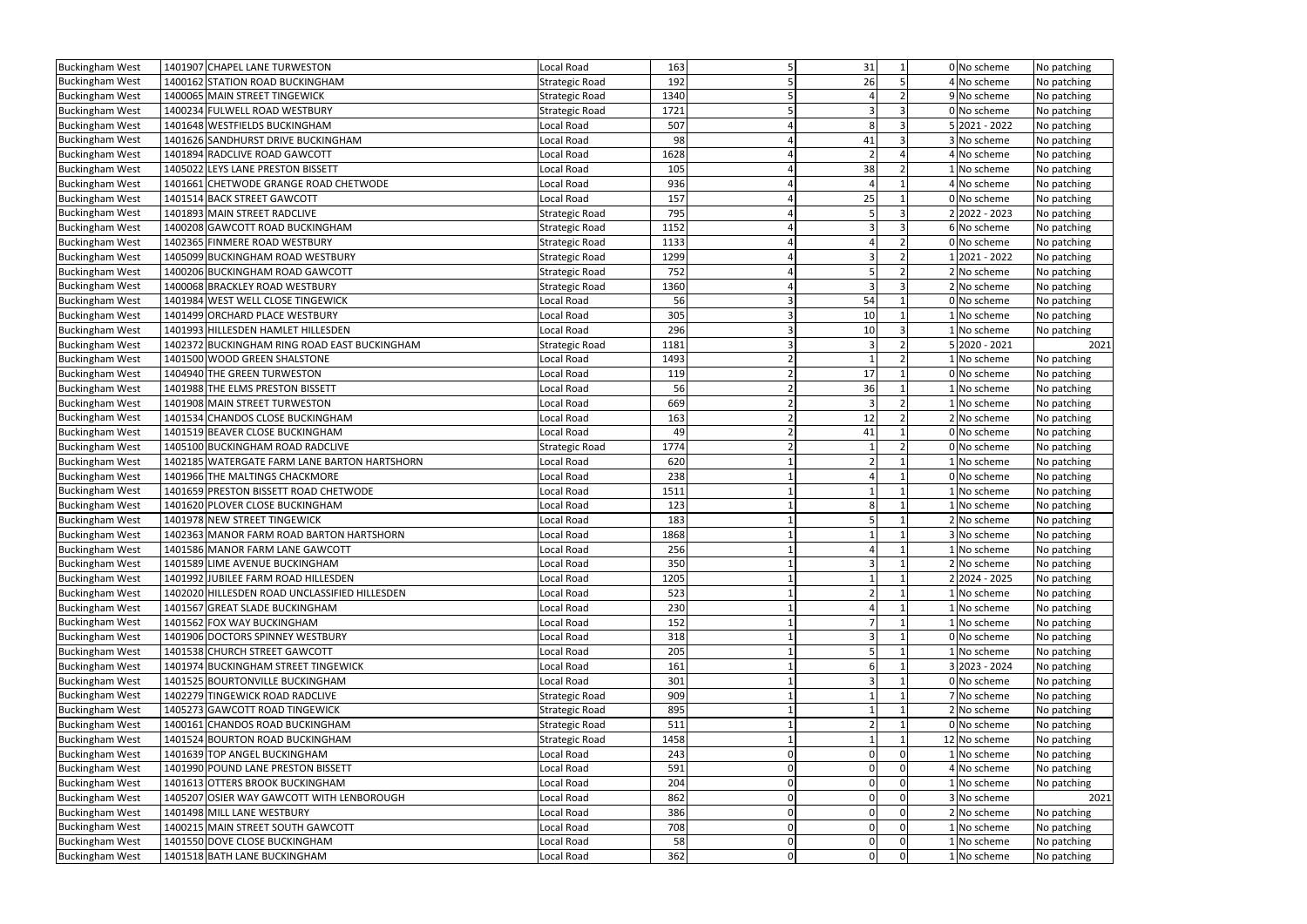| | | | | | | | | | | |
|---|---|---|---|---|---|---|---|---|---|---|
| Buckingham West | 1401907 | CHAPEL LANE TURWESTON | Local Road | 163 | 5 | 31 | 1 | 0 | No scheme | No patching |
| Buckingham West | 1400162 | STATION ROAD BUCKINGHAM | Strategic Road | 192 | 5 | 26 | 5 | 4 | No scheme | No patching |
| Buckingham West | 1400065 | MAIN STREET TINGEWICK | Strategic Road | 1340 | 5 | 4 | 2 | 9 | No scheme | No patching |
| Buckingham West | 1400234 | FULWELL ROAD WESTBURY | Strategic Road | 1721 | 5 | 3 | 3 | 0 | No scheme | No patching |
| Buckingham West | 1401648 | WESTFIELDS BUCKINGHAM | Local Road | 507 | 4 | 8 | 3 | 5 | 2021 - 2022 | No patching |
| Buckingham West | 1401626 | SANDHURST DRIVE BUCKINGHAM | Local Road | 98 | 4 | 41 | 3 | 3 | No scheme | No patching |
| Buckingham West | 1401894 | RADCLIVE ROAD GAWCOTT | Local Road | 1628 | 4 | 2 | 4 | 4 | No scheme | No patching |
| Buckingham West | 1405022 | LEYS LANE PRESTON BISSETT | Local Road | 105 | 4 | 38 | 2 | 1 | No scheme | No patching |
| Buckingham West | 1401661 | CHETWODE GRANGE ROAD CHETWODE | Local Road | 936 | 4 | 4 | 1 | 4 | No scheme | No patching |
| Buckingham West | 1401514 | BACK STREET GAWCOTT | Local Road | 157 | 4 | 25 | 1 | 0 | No scheme | No patching |
| Buckingham West | 1401893 | MAIN STREET RADCLIVE | Strategic Road | 795 | 4 | 5 | 3 | 2 | 2022 - 2023 | No patching |
| Buckingham West | 1400208 | GAWCOTT ROAD BUCKINGHAM | Strategic Road | 1152 | 4 | 3 | 3 | 6 | No scheme | No patching |
| Buckingham West | 1402365 | FINMERE ROAD WESTBURY | Strategic Road | 1133 | 4 | 4 | 2 | 0 | No scheme | No patching |
| Buckingham West | 1405099 | BUCKINGHAM ROAD WESTBURY | Strategic Road | 1299 | 4 | 3 | 2 | 1 | 2021 - 2022 | No patching |
| Buckingham West | 1400206 | BUCKINGHAM ROAD GAWCOTT | Strategic Road | 752 | 4 | 5 | 2 | 2 | No scheme | No patching |
| Buckingham West | 1400068 | BRACKLEY ROAD WESTBURY | Strategic Road | 1360 | 4 | 3 | 3 | 2 | No scheme | No patching |
| Buckingham West | 1401984 | WEST WELL CLOSE TINGEWICK | Local Road | 56 | 3 | 54 | 1 | 0 | No scheme | No patching |
| Buckingham West | 1401499 | ORCHARD PLACE WESTBURY | Local Road | 305 | 3 | 10 | 1 | 1 | No scheme | No patching |
| Buckingham West | 1401993 | HILLESDEN HAMLET HILLESDEN | Local Road | 296 | 3 | 10 | 3 | 1 | No scheme | No patching |
| Buckingham West | 1402372 | BUCKINGHAM RING ROAD EAST BUCKINGHAM | Strategic Road | 1181 | 3 | 3 | 2 | 5 | 2020 - 2021 | 2021 |
| Buckingham West | 1401500 | WOOD GREEN SHALSTONE | Local Road | 1493 | 2 | 1 | 2 | 1 | No scheme | No patching |
| Buckingham West | 1404940 | THE GREEN TURWESTON | Local Road | 119 | 2 | 17 | 1 | 0 | No scheme | No patching |
| Buckingham West | 1401988 | THE ELMS PRESTON BISSETT | Local Road | 56 | 2 | 36 | 1 | 1 | No scheme | No patching |
| Buckingham West | 1401908 | MAIN STREET TURWESTON | Local Road | 669 | 2 | 3 | 2 | 1 | No scheme | No patching |
| Buckingham West | 1401534 | CHANDOS CLOSE BUCKINGHAM | Local Road | 163 | 2 | 12 | 2 | 2 | No scheme | No patching |
| Buckingham West | 1401519 | BEAVER CLOSE BUCKINGHAM | Local Road | 49 | 2 | 41 | 1 | 0 | No scheme | No patching |
| Buckingham West | 1405100 | BUCKINGHAM ROAD RADCLIVE | Strategic Road | 1774 | 2 | 1 | 2 | 0 | No scheme | No patching |
| Buckingham West | 1402185 | WATERGATE FARM LANE BARTON HARTSHORN | Local Road | 620 | 1 | 2 | 1 | 1 | No scheme | No patching |
| Buckingham West | 1401966 | THE MALTINGS CHACKMORE | Local Road | 238 | 1 | 4 | 1 | 0 | No scheme | No patching |
| Buckingham West | 1401659 | PRESTON BISSETT ROAD CHETWODE | Local Road | 1511 | 1 | 1 | 1 | 1 | No scheme | No patching |
| Buckingham West | 1401620 | PLOVER CLOSE BUCKINGHAM | Local Road | 123 | 1 | 8 | 1 | 1 | No scheme | No patching |
| Buckingham West | 1401978 | NEW STREET TINGEWICK | Local Road | 183 | 1 | 5 | 1 | 2 | No scheme | No patching |
| Buckingham West | 1402363 | MANOR FARM ROAD BARTON HARTSHORN | Local Road | 1868 | 1 | 1 | 1 | 3 | No scheme | No patching |
| Buckingham West | 1401586 | MANOR FARM LANE GAWCOTT | Local Road | 256 | 1 | 4 | 1 | 1 | No scheme | No patching |
| Buckingham West | 1401589 | LIME AVENUE BUCKINGHAM | Local Road | 350 | 1 | 3 | 1 | 2 | No scheme | No patching |
| Buckingham West | 1401992 | JUBILEE FARM ROAD HILLESDEN | Local Road | 1205 | 1 | 1 | 1 | 2 | 2024 - 2025 | No patching |
| Buckingham West | 1402020 | HILLESDEN ROAD UNCLASSIFIED HILLESDEN | Local Road | 523 | 1 | 2 | 1 | 1 | No scheme | No patching |
| Buckingham West | 1401567 | GREAT SLADE BUCKINGHAM | Local Road | 230 | 1 | 4 | 1 | 1 | No scheme | No patching |
| Buckingham West | 1401562 | FOX WAY BUCKINGHAM | Local Road | 152 | 1 | 7 | 1 | 1 | No scheme | No patching |
| Buckingham West | 1401906 | DOCTORS SPINNEY WESTBURY | Local Road | 318 | 1 | 3 | 1 | 0 | No scheme | No patching |
| Buckingham West | 1401538 | CHURCH STREET GAWCOTT | Local Road | 205 | 1 | 5 | 1 | 1 | No scheme | No patching |
| Buckingham West | 1401974 | BUCKINGHAM STREET TINGEWICK | Local Road | 161 | 1 | 6 | 1 | 3 | 2023 - 2024 | No patching |
| Buckingham West | 1401525 | BOURTONVILLE BUCKINGHAM | Local Road | 301 | 1 | 3 | 1 | 0 | No scheme | No patching |
| Buckingham West | 1402279 | TINGEWICK ROAD RADCLIVE | Strategic Road | 909 | 1 | 1 | 1 | 7 | No scheme | No patching |
| Buckingham West | 1405273 | GAWCOTT ROAD TINGEWICK | Strategic Road | 895 | 1 | 1 | 1 | 2 | No scheme | No patching |
| Buckingham West | 1400161 | CHANDOS ROAD BUCKINGHAM | Strategic Road | 511 | 1 | 2 | 1 | 0 | No scheme | No patching |
| Buckingham West | 1401524 | BOURTON ROAD BUCKINGHAM | Strategic Road | 1458 | 1 | 1 | 1 | 12 | No scheme | No patching |
| Buckingham West | 1401639 | TOP ANGEL BUCKINGHAM | Local Road | 243 | 0 | 0 | 0 | 1 | No scheme | No patching |
| Buckingham West | 1401990 | POUND LANE PRESTON BISSETT | Local Road | 591 | 0 | 0 | 0 | 4 | No scheme | No patching |
| Buckingham West | 1401613 | OTTERS BROOK BUCKINGHAM | Local Road | 204 | 0 | 0 | 0 | 1 | No scheme | No patching |
| Buckingham West | 1405207 | OSIER WAY GAWCOTT WITH LENBOROUGH | Local Road | 862 | 0 | 0 | 0 | 3 | No scheme | 2021 |
| Buckingham West | 1401498 | MILL LANE WESTBURY | Local Road | 386 | 0 | 0 | 0 | 2 | No scheme | No patching |
| Buckingham West | 1400215 | MAIN STREET SOUTH GAWCOTT | Local Road | 708 | 0 | 0 | 0 | 1 | No scheme | No patching |
| Buckingham West | 1401550 | DOVE CLOSE BUCKINGHAM | Local Road | 58 | 0 | 0 | 0 | 1 | No scheme | No patching |
| Buckingham West | 1401518 | BATH LANE BUCKINGHAM | Local Road | 362 | 0 | 0 | 0 | 1 | No scheme | No patching |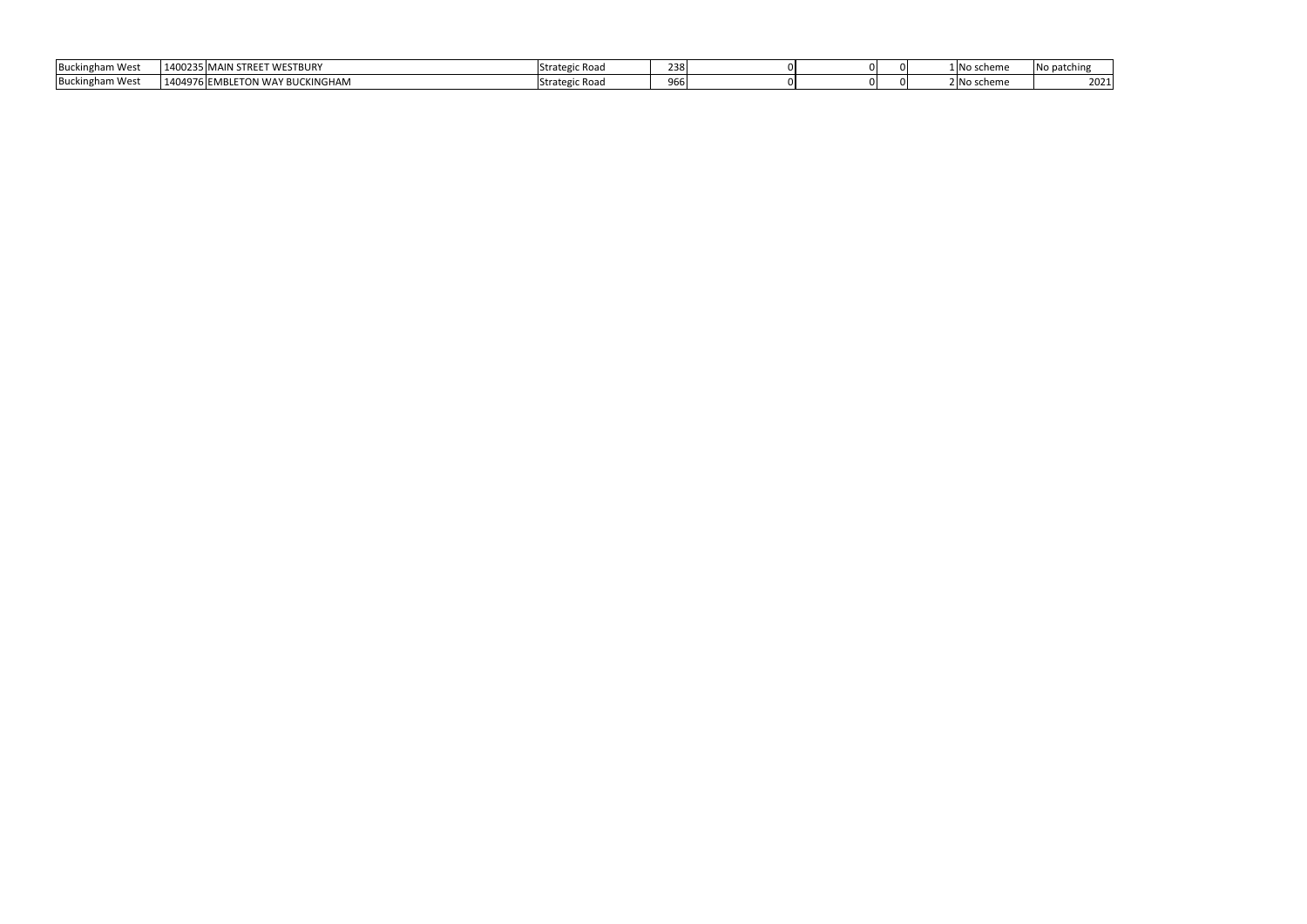| | | | | | | | | | | |
|---|---|---|---|---|---|---|---|---|---|---|
| Buckingham West | 1400235 | MAIN STREET WESTBURY | Strategic Road | 238 | | 0 | 0 | 0 | 1 | No scheme | No patching |
| Buckingham West | 1404976 | EMBLETON WAY BUCKINGHAM | Strategic Road | 966 | | 0 | 0 | 0 | 2 | No scheme | 2021 |